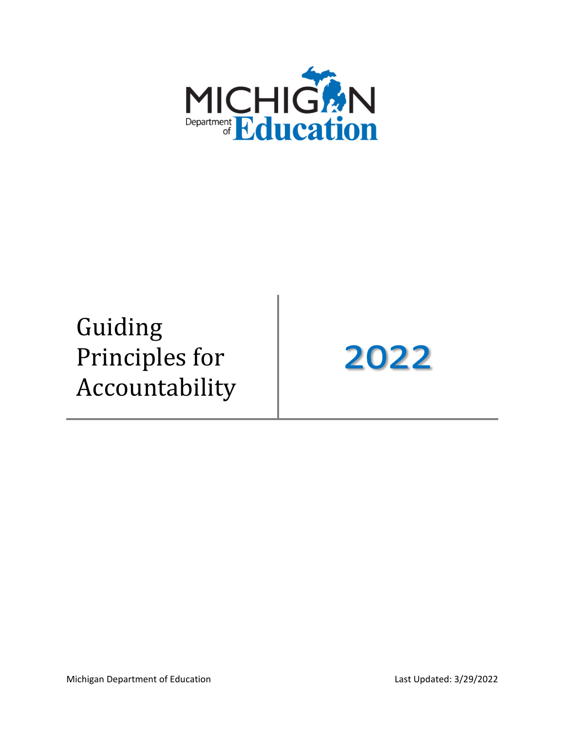MICHIGAN Department of Education

# Guiding Principles for Accountability

# 2022

Michigan Department of Education

Last Updated: 3/29/2022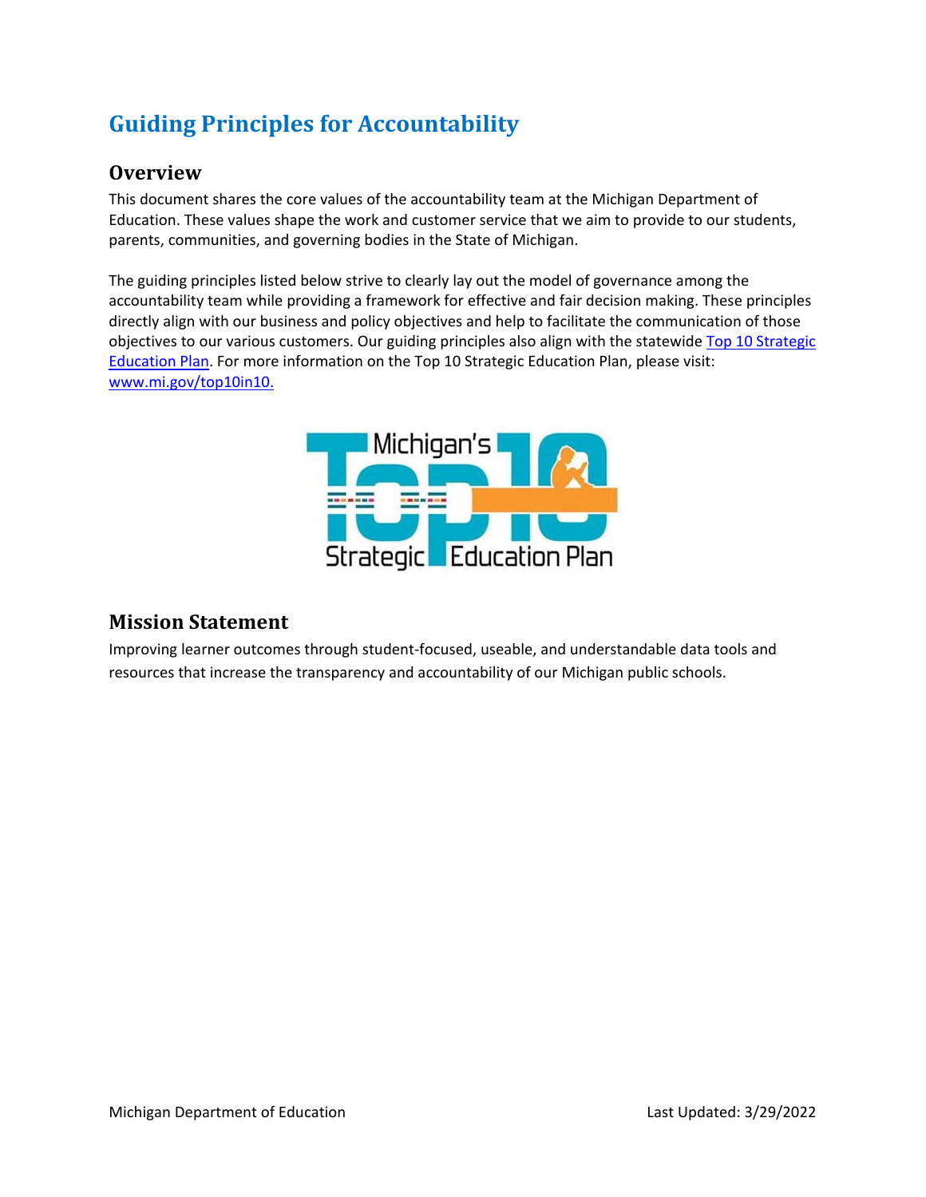# Guiding Principles for Accountability

## Overview

This document shares the core values of the accountability team at the Michigan Department of Education. These values shape the work and customer service that we aim to provide to our students, parents, communities, and governing bodies in the State of Michigan.

The guiding principles listed below strive to clearly lay out the model of governance among the accountability team while providing a framework for effective and fair decision making. These principles directly align with our business and policy objectives and help to facilitate the communication of those objectives to our various customers. Our guiding principles also align with the statewide [Top 10 Strategic Education Plan](www.mi.gov/top10in10). For more information on the Top 10 Strategic Education Plan, please visit: [www.mi.gov/top10in10.](www.mi.gov/top10in10)

## Mission Statement

Improving learner outcomes through student-focused, useable, and understandable data tools and resources that increase the transparency and accountability of our Michigan public schools.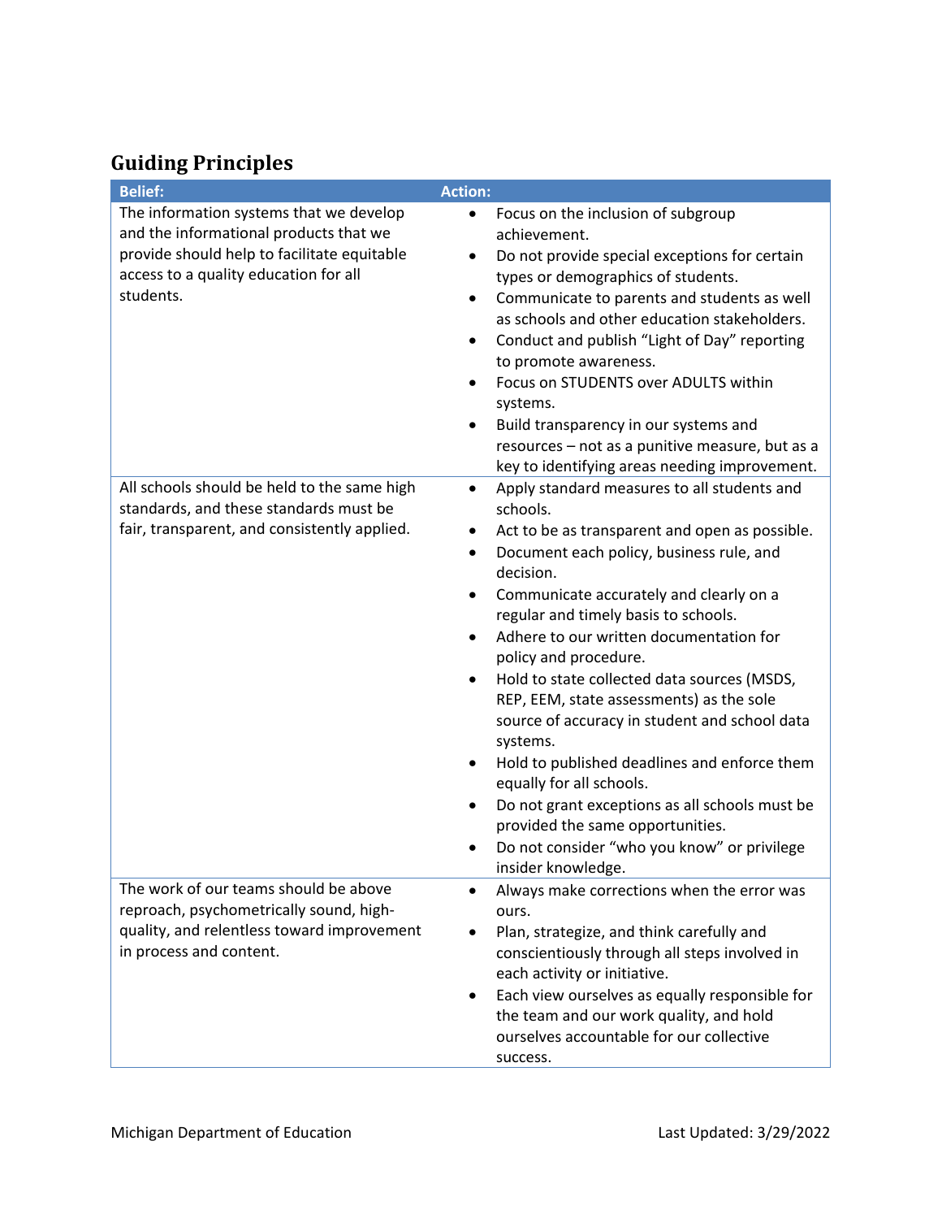## Guiding Principles

| Belief: | Action: |
|---|---|
| The information systems that we develop and the informational products that we provide should help to facilitate equitable access to a quality education for all students. | • Focus on the inclusion of subgroup achievement.<br>• Do not provide special exceptions for certain types or demographics of students.<br>• Communicate to parents and students as well as schools and other education stakeholders.<br>• Conduct and publish "Light of Day" reporting to promote awareness.<br>• Focus on STUDENTS over ADULTS within systems.<br>• Build transparency in our systems and resources – not as a punitive measure, but as a key to identifying areas needing improvement. |
| All schools should be held to the same high standards, and these standards must be fair, transparent, and consistently applied. | • Apply standard measures to all students and schools.<br>• Act to be as transparent and open as possible.<br>• Document each policy, business rule, and decision.<br>• Communicate accurately and clearly on a regular and timely basis to schools.<br>• Adhere to our written documentation for policy and procedure.<br>• Hold to state collected data sources (MSDS, REP, EEM, state assessments) as the sole source of accuracy in student and school data systems.<br>• Hold to published deadlines and enforce them equally for all schools.<br>• Do not grant exceptions as all schools must be provided the same opportunities.<br>• Do not consider "who you know" or privilege insider knowledge. |
| The work of our teams should be above reproach, psychometrically sound, high-quality, and relentless toward improvement in process and content. | • Always make corrections when the error was ours.<br>• Plan, strategize, and think carefully and conscientiously through all steps involved in each activity or initiative.<br>• Each view ourselves as equally responsible for the team and our work quality, and hold ourselves accountable for our collective success. |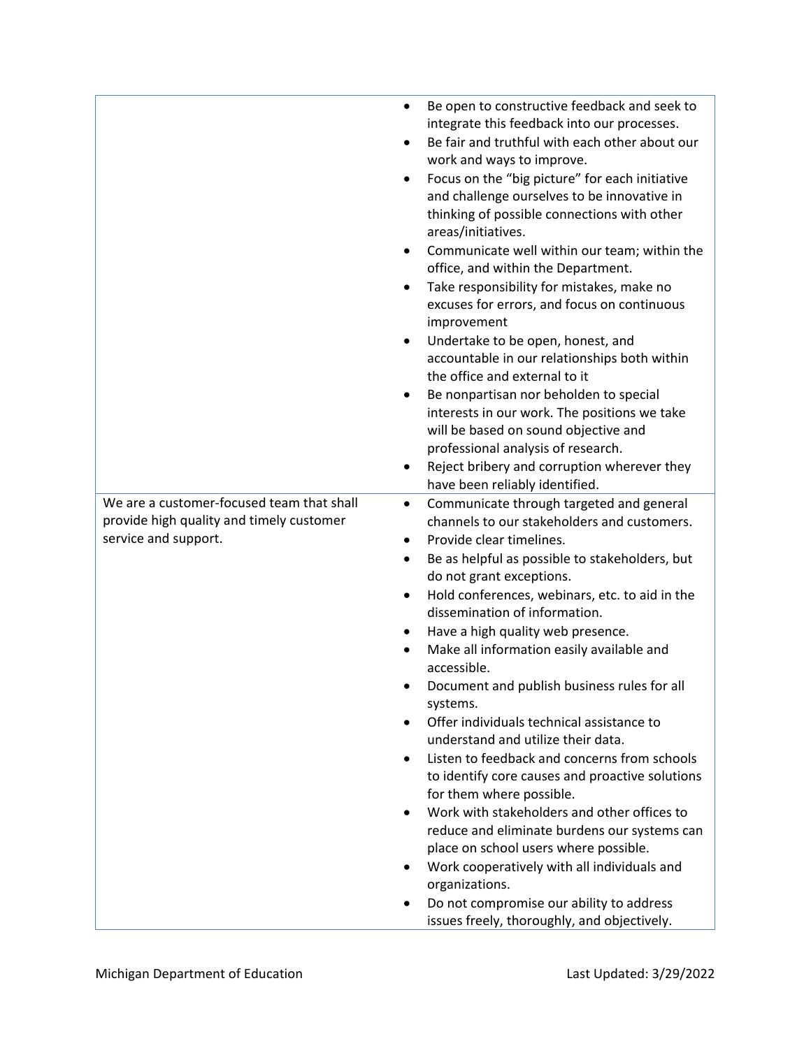| | |
|---|---|
| | <ul><li>Be open to constructive feedback and seek to integrate this feedback into our processes.</li><li>Be fair and truthful with each other about our work and ways to improve.</li><li>Focus on the "big picture" for each initiative and challenge ourselves to be innovative in thinking of possible connections with other areas/initiatives.</li><li>Communicate well within our team; within the office, and within the Department.</li><li>Take responsibility for mistakes, make no excuses for errors, and focus on continuous improvement</li><li>Undertake to be open, honest, and accountable in our relationships both within the office and external to it</li><li>Be nonpartisan nor beholden to special interests in our work. The positions we take will be based on sound objective and professional analysis of research.</li><li>Reject bribery and corruption wherever they have been reliably identified.</li></ul> |
| We are a customer-focused team that shall provide high quality and timely customer service and support. | <ul><li>Communicate through targeted and general channels to our stakeholders and customers.</li><li>Provide clear timelines.</li><li>Be as helpful as possible to stakeholders, but do not grant exceptions.</li><li>Hold conferences, webinars, etc. to aid in the dissemination of information.</li><li>Have a high quality web presence.</li><li>Make all information easily available and accessible.</li><li>Document and publish business rules for all systems.</li><li>Offer individuals technical assistance to understand and utilize their data.</li><li>Listen to feedback and concerns from schools to identify core causes and proactive solutions for them where possible.</li><li>Work with stakeholders and other offices to reduce and eliminate burdens our systems can place on school users where possible.</li><li>Work cooperatively with all individuals and organizations.</li><li>Do not compromise our ability to address issues freely, thoroughly, and objectively.</li></ul> |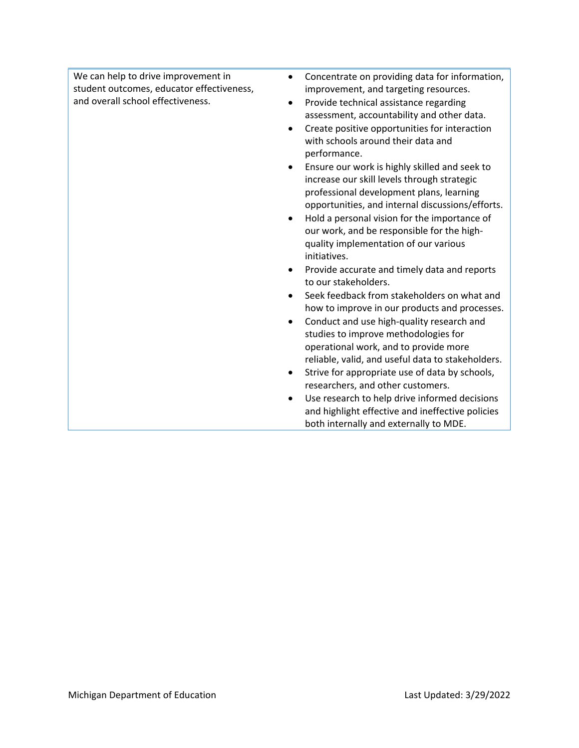| | |
|---|---|
| We can help to drive improvement in student outcomes, educator effectiveness, and overall school effectiveness. | • Concentrate on providing data for information, improvement, and targeting resources.<br>• Provide technical assistance regarding assessment, accountability and other data.<br>• Create positive opportunities for interaction with schools around their data and performance.<br>• Ensure our work is highly skilled and seek to increase our skill levels through strategic professional development plans, learning opportunities, and internal discussions/efforts.<br>• Hold a personal vision for the importance of our work, and be responsible for the high-quality implementation of our various initiatives.<br>• Provide accurate and timely data and reports to our stakeholders.<br>• Seek feedback from stakeholders on what and how to improve in our products and processes.<br>• Conduct and use high-quality research and studies to improve methodologies for operational work, and to provide more reliable, valid, and useful data to stakeholders.<br>• Strive for appropriate use of data by schools, researchers, and other customers.<br>• Use research to help drive informed decisions and highlight effective and ineffective policies both internally and externally to MDE. |